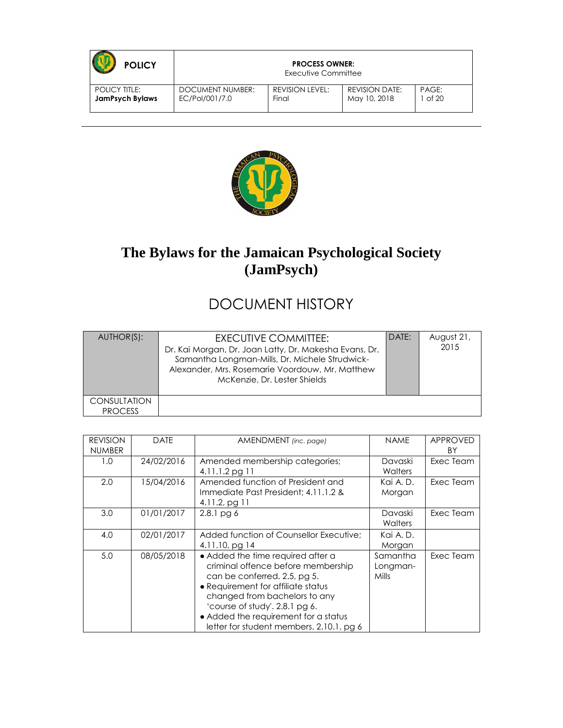| **POLICY** | **PROCESS OWNER:** Executive Committee | | | |
|---|---|---|---|---|
| POLICY TITLE: **JamPsych Bylaws** | DOCUMENT NUMBER: EC/Pol/001/7.0 | REVISION LEVEL: Final | REVISION DATE: May 10, 2018 | PAGE: 1 of 20 |

# The Bylaws for the Jamaican Psychological Society (JamPsych)

## DOCUMENT HISTORY

| AUTHOR(S): | EXECUTIVE COMMITTEE: Dr. Kai Morgan, Dr. Joan Latty, Dr. Makesha Evans, Dr. Samantha Longman-Mills, Dr. Michele Strudwick-Alexander, Mrs. Rosemarie Voordouw, Mr. Matthew McKenzie, Dr. Lester Shields | DATE: | August 21, 2015 |
|---|---|---|---|
| CONSULTATION PROCESS | | | |

| REVISION NUMBER | DATE | AMENDMENT *(inc. page)* | NAME | APPROVED BY |
|---|---|---|---|---|
| 1.0 | 24/02/2016 | Amended membership categories; 4.11.1.2 pg 11 | Davaski Walters | Exec Team |
| 2.0 | 15/04/2016 | Amended function of President and Immediate Past President; 4.11.1.2 & 4.11.2, pg 11 | Kai A. D. Morgan | Exec Team |
| 3.0 | 01/01/2017 | 2.8.1 pg 6 | Davaski Walters | Exec Team |
| 4.0 | 02/01/2017 | Added function of Counsellor Executive; 4.11.10, pg 14 | Kai A. D. Morgan | |
| 5.0 | 08/05/2018 | • Added the time required after a criminal offence before membership can be conferred. 2.5, pg 5. • Requirement for affiliate status changed from bachelors to any 'course of study'. 2.8.1 pg 6. • Added the requirement for a status letter for student members. 2.10.1, pg 6 | Samantha Longman-Mills | Exec Team |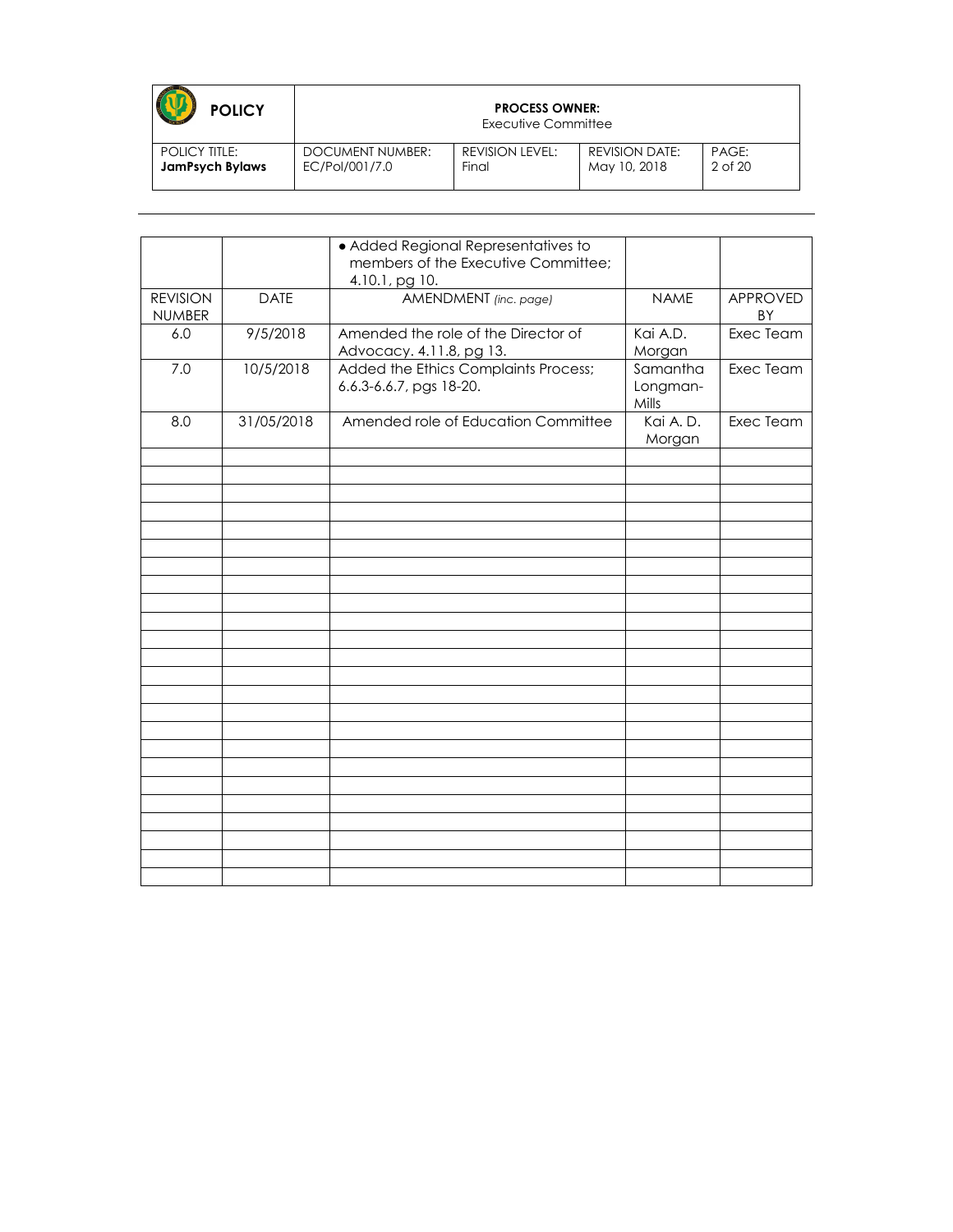| | | • Added Regional Representatives to members of the Executive Committee; 4.10.1, pg 10. | | |
|---|---|---|---|---|
| REVISION NUMBER | DATE | AMENDMENT *(inc. page)* | NAME | APPROVED BY |
| 6.0 | 9/5/2018 | Amended the role of the Director of Advocacy. 4.11.8, pg 13. | Kai A.D. Morgan | Exec Team |
| 7.0 | 10/5/2018 | Added the Ethics Complaints Process; 6.6.3-6.6.7, pgs 18-20. | Samantha Longman-Mills | Exec Team |
| 8.0 | 31/05/2018 | Amended role of Education Committee | Kai A. D. Morgan | Exec Team |
| | | | | |
| | | | | |
| | | | | |
| | | | | |
| | | | | |
| | | | | |
| | | | | |
| | | | | |
| | | | | |
| | | | | |
| | | | | |
| | | | | |
| | | | | |
| | | | | |
| | | | | |
| | | | | |
| | | | | |
| | | | | |
| | | | | |
| | | | | |
| | | | | |
| | | | | |
| | | | | |
| | | | | |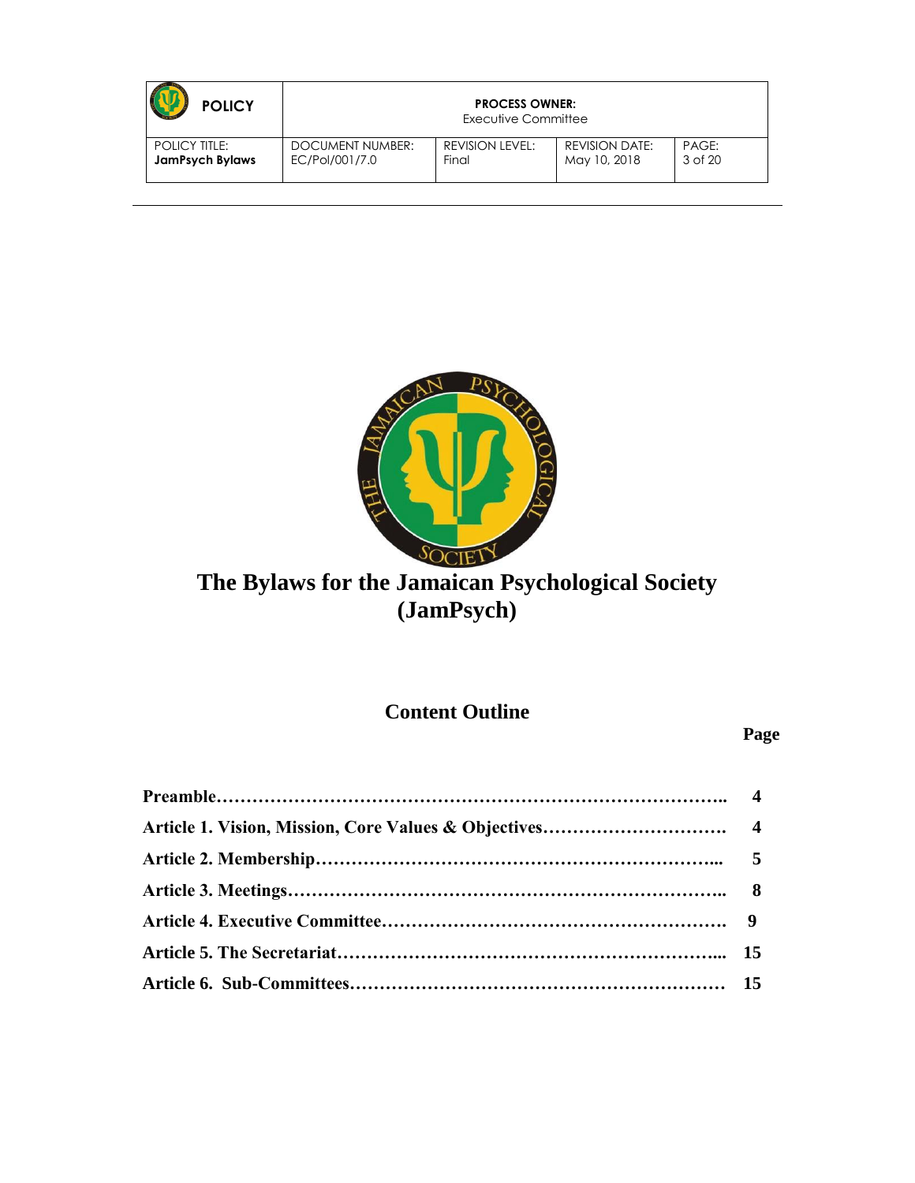# The Bylaws for the Jamaican Psychological Society (JamPsych)

## Content Outline

| | Page |
|---|---|
| **Preamble……………………………………………………………………..** | **4** |
| **Article 1. Vision, Mission, Core Values & Objectives………………………….** | **4** |
| **Article 2. Membership……………………………………………………...** | **5** |
| **Article 3. Meetings……………………………………………………………..** | **8** |
| **Article 4. Executive Committee………………………………………………….** | **9** |
| **Article 5. The Secretariat…………………………………………………...** | **15** |
| **Article 6. Sub-Committees………………………………………………………** | **15** |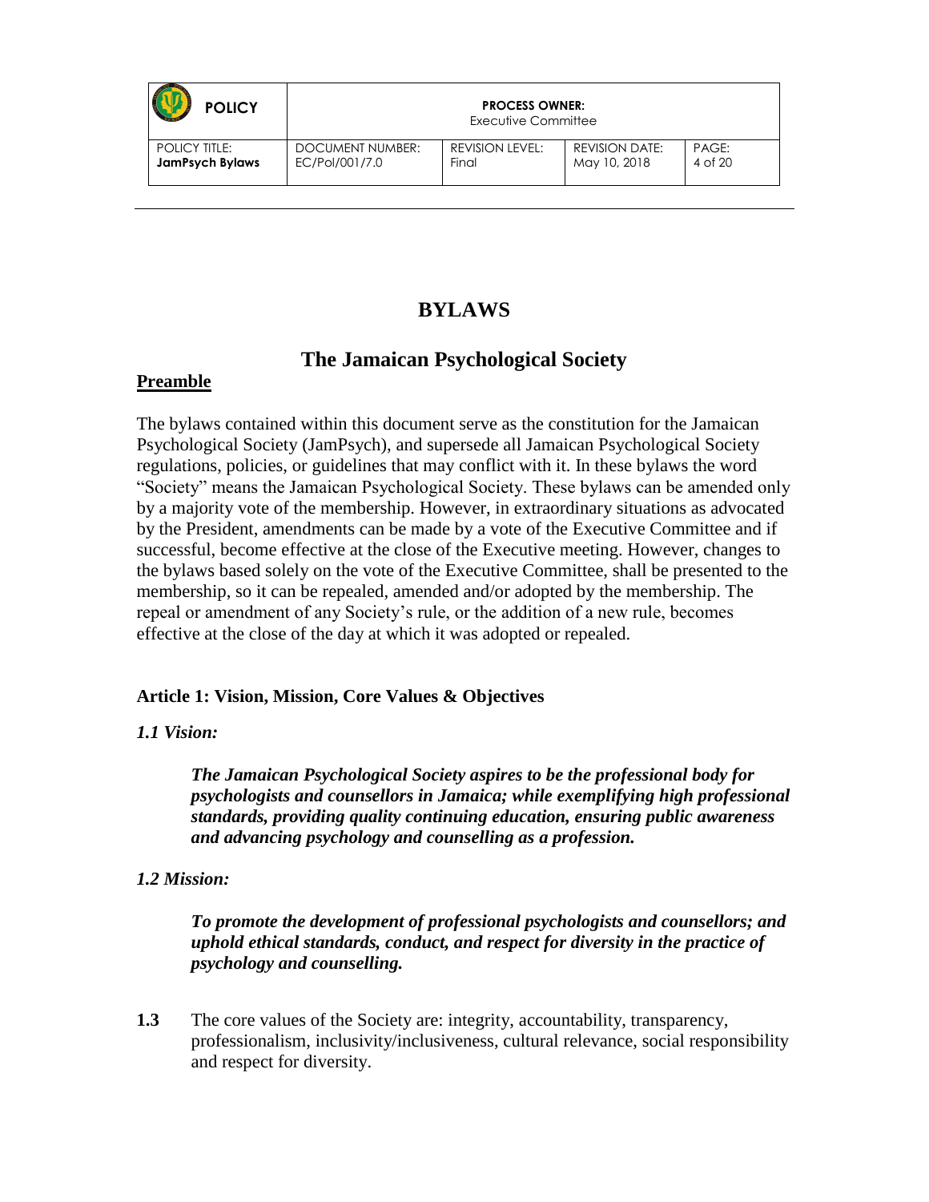# BYLAWS

## The Jamaican Psychological Society

**Preamble**

The bylaws contained within this document serve as the constitution for the Jamaican Psychological Society (JamPsych), and supersede all Jamaican Psychological Society regulations, policies, or guidelines that may conflict with it. In these bylaws the word "Society" means the Jamaican Psychological Society. These bylaws can be amended only by a majority vote of the membership. However, in extraordinary situations as advocated by the President, amendments can be made by a vote of the Executive Committee and if successful, become effective at the close of the Executive meeting. However, changes to the bylaws based solely on the vote of the Executive Committee, shall be presented to the membership, so it can be repealed, amended and/or adopted by the membership. The repeal or amendment of any Society's rule, or the addition of a new rule, becomes effective at the close of the day at which it was adopted or repealed.

### Article 1: Vision, Mission, Core Values & Objectives

*1.1 Vision:*

> ***The Jamaican Psychological Society aspires to be the professional body for psychologists and counsellors in Jamaica; while exemplifying high professional standards, providing quality continuing education, ensuring public awareness and advancing psychology and counselling as a profession.***

*1.2 Mission:*

> ***To promote the development of professional psychologists and counsellors; and uphold ethical standards, conduct, and respect for diversity in the practice of psychology and counselling.***

**1.3** The core values of the Society are: integrity, accountability, transparency, professionalism, inclusivity/inclusiveness, cultural relevance, social responsibility and respect for diversity.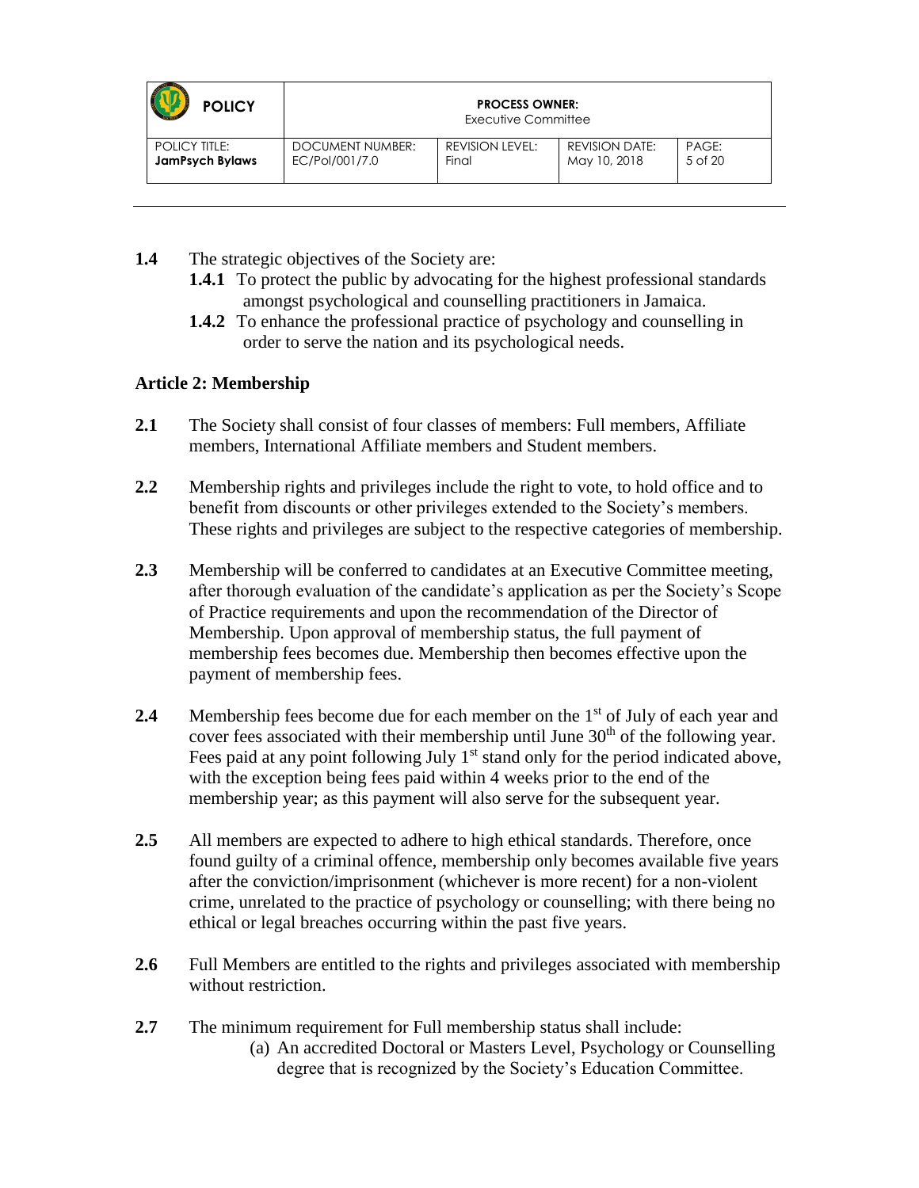**1.4** The strategic objectives of the Society are:

- **1.4.1** To protect the public by advocating for the highest professional standards amongst psychological and counselling practitioners in Jamaica.
- **1.4.2** To enhance the professional practice of psychology and counselling in order to serve the nation and its psychological needs.

### Article 2: Membership

**2.1** The Society shall consist of four classes of members: Full members, Affiliate members, International Affiliate members and Student members.

**2.2** Membership rights and privileges include the right to vote, to hold office and to benefit from discounts or other privileges extended to the Society's members. These rights and privileges are subject to the respective categories of membership.

**2.3** Membership will be conferred to candidates at an Executive Committee meeting, after thorough evaluation of the candidate's application as per the Society's Scope of Practice requirements and upon the recommendation of the Director of Membership. Upon approval of membership status, the full payment of membership fees becomes due. Membership then becomes effective upon the payment of membership fees.

**2.4** Membership fees become due for each member on the 1st of July of each year and cover fees associated with their membership until June 30th of the following year. Fees paid at any point following July 1st stand only for the period indicated above, with the exception being fees paid within 4 weeks prior to the end of the membership year; as this payment will also serve for the subsequent year.

**2.5** All members are expected to adhere to high ethical standards. Therefore, once found guilty of a criminal offence, membership only becomes available five years after the conviction/imprisonment (whichever is more recent) for a non-violent crime, unrelated to the practice of psychology or counselling; with there being no ethical or legal breaches occurring within the past five years.

**2.6** Full Members are entitled to the rights and privileges associated with membership without restriction.

**2.7** The minimum requirement for Full membership status shall include:

(a) An accredited Doctoral or Masters Level, Psychology or Counselling degree that is recognized by the Society's Education Committee.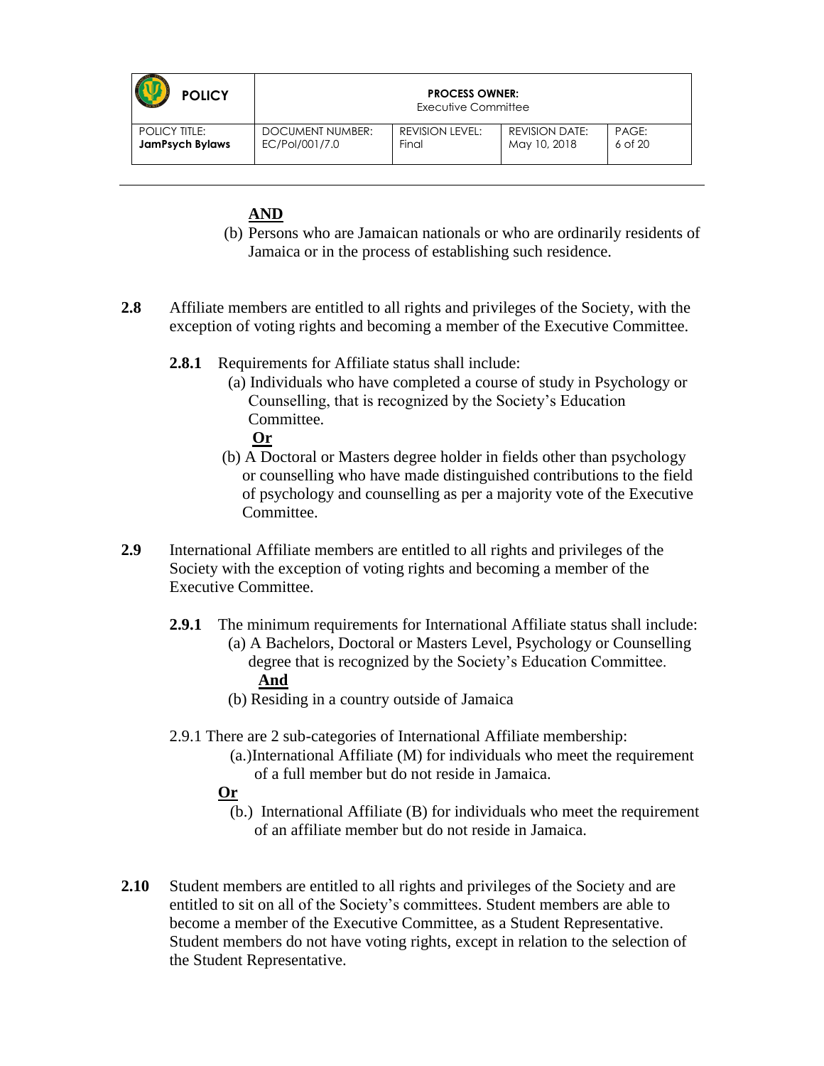**AND**

(b) Persons who are Jamaican nationals or who are ordinarily residents of Jamaica or in the process of establishing such residence.

**2.8** Affiliate members are entitled to all rights and privileges of the Society, with the exception of voting rights and becoming a member of the Executive Committee.

**2.8.1** Requirements for Affiliate status shall include:

(a) Individuals who have completed a course of study in Psychology or Counselling, that is recognized by the Society's Education Committee.

**Or**

(b) A Doctoral or Masters degree holder in fields other than psychology or counselling who have made distinguished contributions to the field of psychology and counselling as per a majority vote of the Executive Committee.

**2.9** International Affiliate members are entitled to all rights and privileges of the Society with the exception of voting rights and becoming a member of the Executive Committee.

**2.9.1** The minimum requirements for International Affiliate status shall include:

(a) A Bachelors, Doctoral or Masters Level, Psychology or Counselling degree that is recognized by the Society's Education Committee.

**And**

(b) Residing in a country outside of Jamaica

2.9.1 There are 2 sub-categories of International Affiliate membership:

(a.)International Affiliate (M) for individuals who meet the requirement of a full member but do not reside in Jamaica.

**Or**

(b.) International Affiliate (B) for individuals who meet the requirement of an affiliate member but do not reside in Jamaica.

**2.10** Student members are entitled to all rights and privileges of the Society and are entitled to sit on all of the Society's committees. Student members are able to become a member of the Executive Committee, as a Student Representative. Student members do not have voting rights, except in relation to the selection of the Student Representative.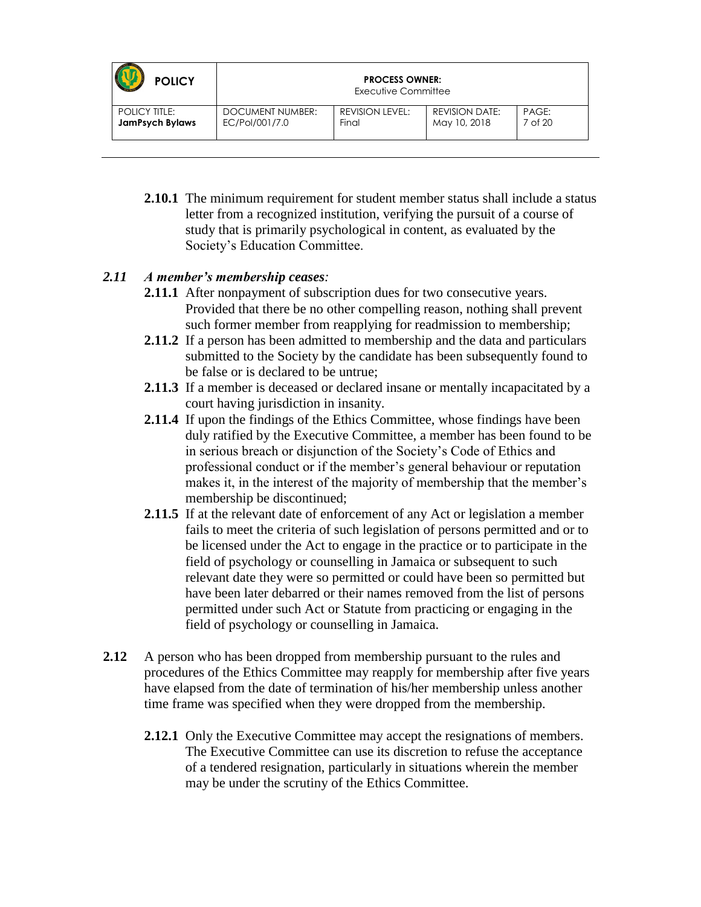**2.10.1** The minimum requirement for student member status shall include a status letter from a recognized institution, verifying the pursuit of a course of study that is primarily psychological in content, as evaluated by the Society's Education Committee.

***2.11 A member's membership ceases:***

**2.11.1** After nonpayment of subscription dues for two consecutive years. Provided that there be no other compelling reason, nothing shall prevent such former member from reapplying for readmission to membership;

**2.11.2** If a person has been admitted to membership and the data and particulars submitted to the Society by the candidate has been subsequently found to be false or is declared to be untrue;

**2.11.3** If a member is deceased or declared insane or mentally incapacitated by a court having jurisdiction in insanity.

**2.11.4** If upon the findings of the Ethics Committee, whose findings have been duly ratified by the Executive Committee, a member has been found to be in serious breach or disjunction of the Society's Code of Ethics and professional conduct or if the member's general behaviour or reputation makes it, in the interest of the majority of membership that the member's membership be discontinued;

**2.11.5** If at the relevant date of enforcement of any Act or legislation a member fails to meet the criteria of such legislation of persons permitted and or to be licensed under the Act to engage in the practice or to participate in the field of psychology or counselling in Jamaica or subsequent to such relevant date they were so permitted or could have been so permitted but have been later debarred or their names removed from the list of persons permitted under such Act or Statute from practicing or engaging in the field of psychology or counselling in Jamaica.

**2.12** A person who has been dropped from membership pursuant to the rules and procedures of the Ethics Committee may reapply for membership after five years have elapsed from the date of termination of his/her membership unless another time frame was specified when they were dropped from the membership.

**2.12.1** Only the Executive Committee may accept the resignations of members. The Executive Committee can use its discretion to refuse the acceptance of a tendered resignation, particularly in situations wherein the member may be under the scrutiny of the Ethics Committee.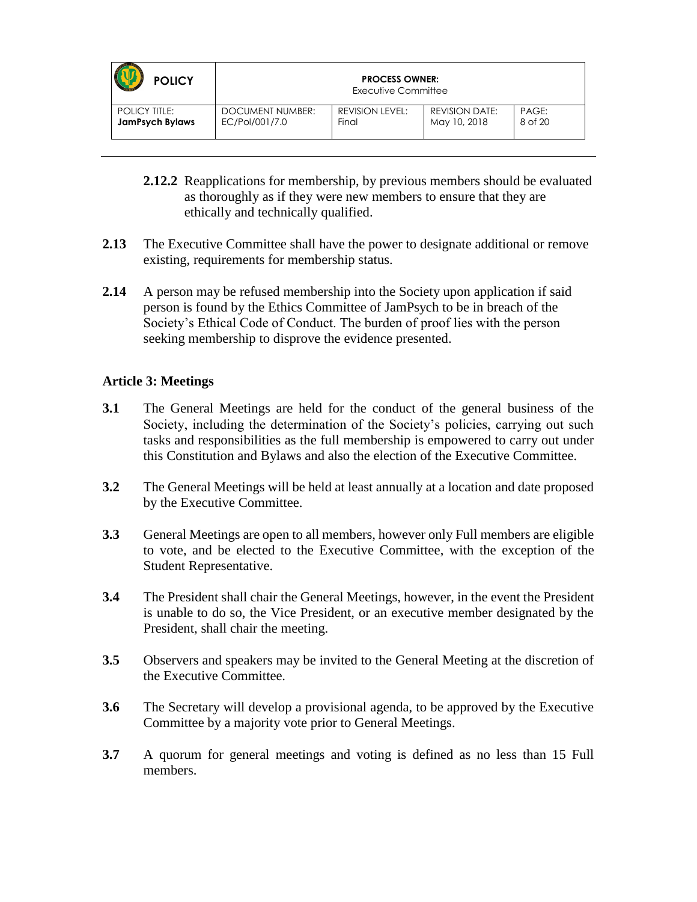**2.12.2** Reapplications for membership, by previous members should be evaluated as thoroughly as if they were new members to ensure that they are ethically and technically qualified.

**2.13** The Executive Committee shall have the power to designate additional or remove existing, requirements for membership status.

**2.14** A person may be refused membership into the Society upon application if said person is found by the Ethics Committee of JamPsych to be in breach of the Society's Ethical Code of Conduct. The burden of proof lies with the person seeking membership to disprove the evidence presented.

### Article 3: Meetings

**3.1** The General Meetings are held for the conduct of the general business of the Society, including the determination of the Society's policies, carrying out such tasks and responsibilities as the full membership is empowered to carry out under this Constitution and Bylaws and also the election of the Executive Committee.

**3.2** The General Meetings will be held at least annually at a location and date proposed by the Executive Committee.

**3.3** General Meetings are open to all members, however only Full members are eligible to vote, and be elected to the Executive Committee, with the exception of the Student Representative.

**3.4** The President shall chair the General Meetings, however, in the event the President is unable to do so, the Vice President, or an executive member designated by the President, shall chair the meeting.

**3.5** Observers and speakers may be invited to the General Meeting at the discretion of the Executive Committee.

**3.6** The Secretary will develop a provisional agenda, to be approved by the Executive Committee by a majority vote prior to General Meetings.

**3.7** A quorum for general meetings and voting is defined as no less than 15 Full members.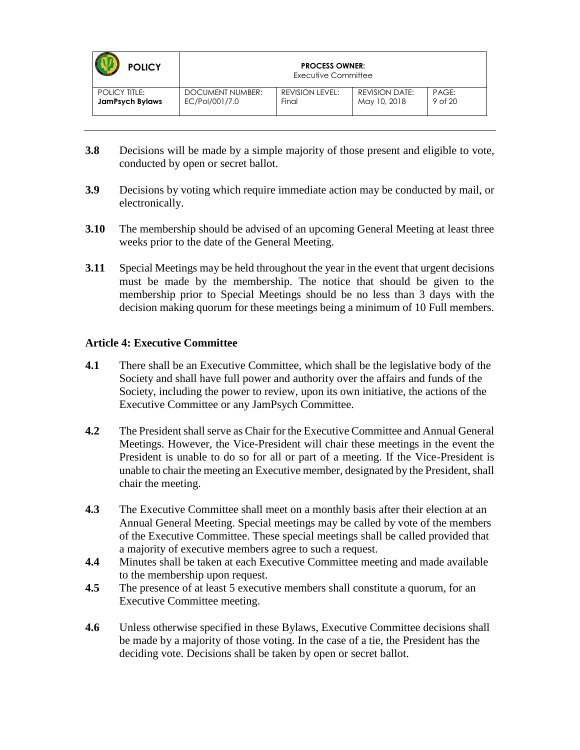**3.8** Decisions will be made by a simple majority of those present and eligible to vote, conducted by open or secret ballot.

**3.9** Decisions by voting which require immediate action may be conducted by mail, or electronically.

**3.10** The membership should be advised of an upcoming General Meeting at least three weeks prior to the date of the General Meeting.

**3.11** Special Meetings may be held throughout the year in the event that urgent decisions must be made by the membership. The notice that should be given to the membership prior to Special Meetings should be no less than 3 days with the decision making quorum for these meetings being a minimum of 10 Full members.

### Article 4: Executive Committee

**4.1** There shall be an Executive Committee, which shall be the legislative body of the Society and shall have full power and authority over the affairs and funds of the Society, including the power to review, upon its own initiative, the actions of the Executive Committee or any JamPsych Committee.

**4.2** The President shall serve as Chair for the Executive Committee and Annual General Meetings. However, the Vice-President will chair these meetings in the event the President is unable to do so for all or part of a meeting. If the Vice-President is unable to chair the meeting an Executive member, designated by the President, shall chair the meeting.

**4.3** The Executive Committee shall meet on a monthly basis after their election at an Annual General Meeting. Special meetings may be called by vote of the members of the Executive Committee. These special meetings shall be called provided that a majority of executive members agree to such a request.

**4.4** Minutes shall be taken at each Executive Committee meeting and made available to the membership upon request.

**4.5** The presence of at least 5 executive members shall constitute a quorum, for an Executive Committee meeting.

**4.6** Unless otherwise specified in these Bylaws, Executive Committee decisions shall be made by a majority of those voting. In the case of a tie, the President has the deciding vote. Decisions shall be taken by open or secret ballot.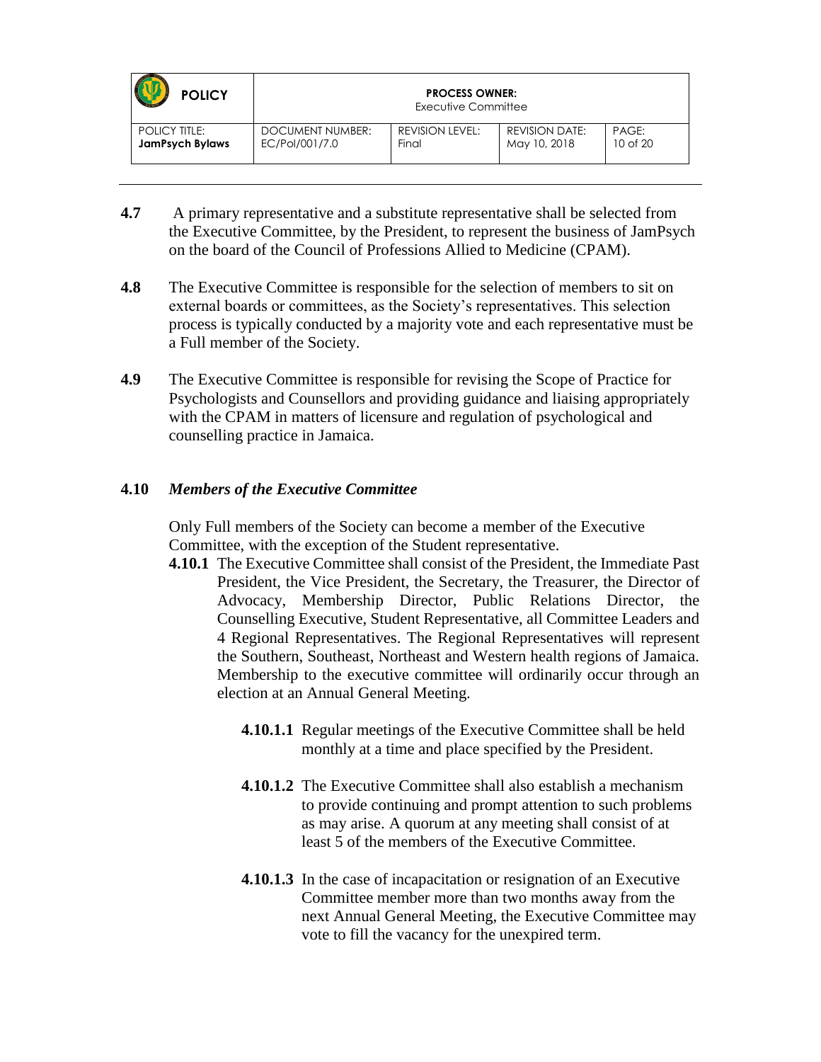**4.7** A primary representative and a substitute representative shall be selected from the Executive Committee, by the President, to represent the business of JamPsych on the board of the Council of Professions Allied to Medicine (CPAM).

**4.8** The Executive Committee is responsible for the selection of members to sit on external boards or committees, as the Society's representatives. This selection process is typically conducted by a majority vote and each representative must be a Full member of the Society.

**4.9** The Executive Committee is responsible for revising the Scope of Practice for Psychologists and Counsellors and providing guidance and liaising appropriately with the CPAM in matters of licensure and regulation of psychological and counselling practice in Jamaica.

**4.10** ***Members of the Executive Committee***

Only Full members of the Society can become a member of the Executive Committee, with the exception of the Student representative.

**4.10.1** The Executive Committee shall consist of the President, the Immediate Past President, the Vice President, the Secretary, the Treasurer, the Director of Advocacy, Membership Director, Public Relations Director, the Counselling Executive, Student Representative, all Committee Leaders and 4 Regional Representatives. The Regional Representatives will represent the Southern, Southeast, Northeast and Western health regions of Jamaica. Membership to the executive committee will ordinarily occur through an election at an Annual General Meeting.

**4.10.1.1** Regular meetings of the Executive Committee shall be held monthly at a time and place specified by the President.

**4.10.1.2** The Executive Committee shall also establish a mechanism to provide continuing and prompt attention to such problems as may arise. A quorum at any meeting shall consist of at least 5 of the members of the Executive Committee.

**4.10.1.3** In the case of incapacitation or resignation of an Executive Committee member more than two months away from the next Annual General Meeting, the Executive Committee may vote to fill the vacancy for the unexpired term.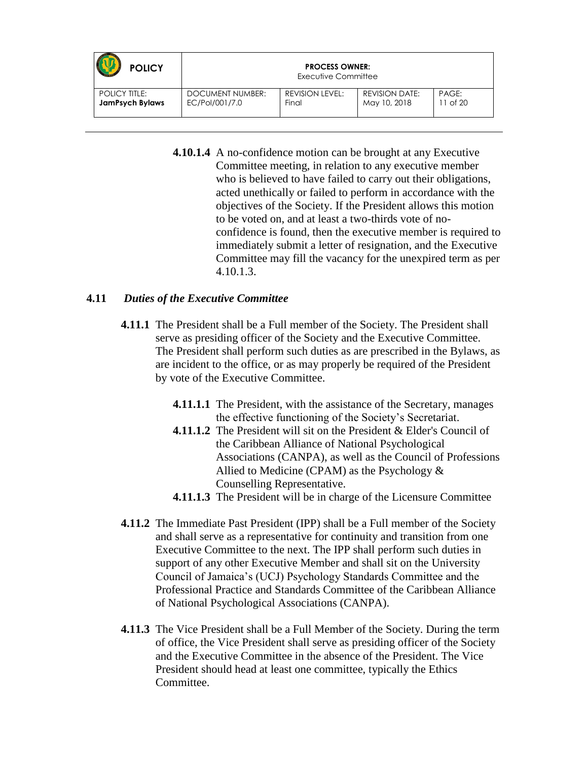**4.10.1.4** A no-confidence motion can be brought at any Executive Committee meeting, in relation to any executive member who is believed to have failed to carry out their obligations, acted unethically or failed to perform in accordance with the objectives of the Society. If the President allows this motion to be voted on, and at least a two-thirds vote of no-confidence is found, then the executive member is required to immediately submit a letter of resignation, and the Executive Committee may fill the vacancy for the unexpired term as per 4.10.1.3.

### 4.11 *Duties of the Executive Committee*

**4.11.1** The President shall be a Full member of the Society. The President shall serve as presiding officer of the Society and the Executive Committee. The President shall perform such duties as are prescribed in the Bylaws, as are incident to the office, or as may properly be required of the President by vote of the Executive Committee.

**4.11.1.1** The President, with the assistance of the Secretary, manages the effective functioning of the Society's Secretariat.

**4.11.1.2** The President will sit on the President & Elder's Council of the Caribbean Alliance of National Psychological Associations (CANPA), as well as the Council of Professions Allied to Medicine (CPAM) as the Psychology & Counselling Representative.

**4.11.1.3** The President will be in charge of the Licensure Committee

**4.11.2** The Immediate Past President (IPP) shall be a Full member of the Society and shall serve as a representative for continuity and transition from one Executive Committee to the next. The IPP shall perform such duties in support of any other Executive Member and shall sit on the University Council of Jamaica's (UCJ) Psychology Standards Committee and the Professional Practice and Standards Committee of the Caribbean Alliance of National Psychological Associations (CANPA).

**4.11.3** The Vice President shall be a Full Member of the Society. During the term of office, the Vice President shall serve as presiding officer of the Society and the Executive Committee in the absence of the President. The Vice President should head at least one committee, typically the Ethics Committee.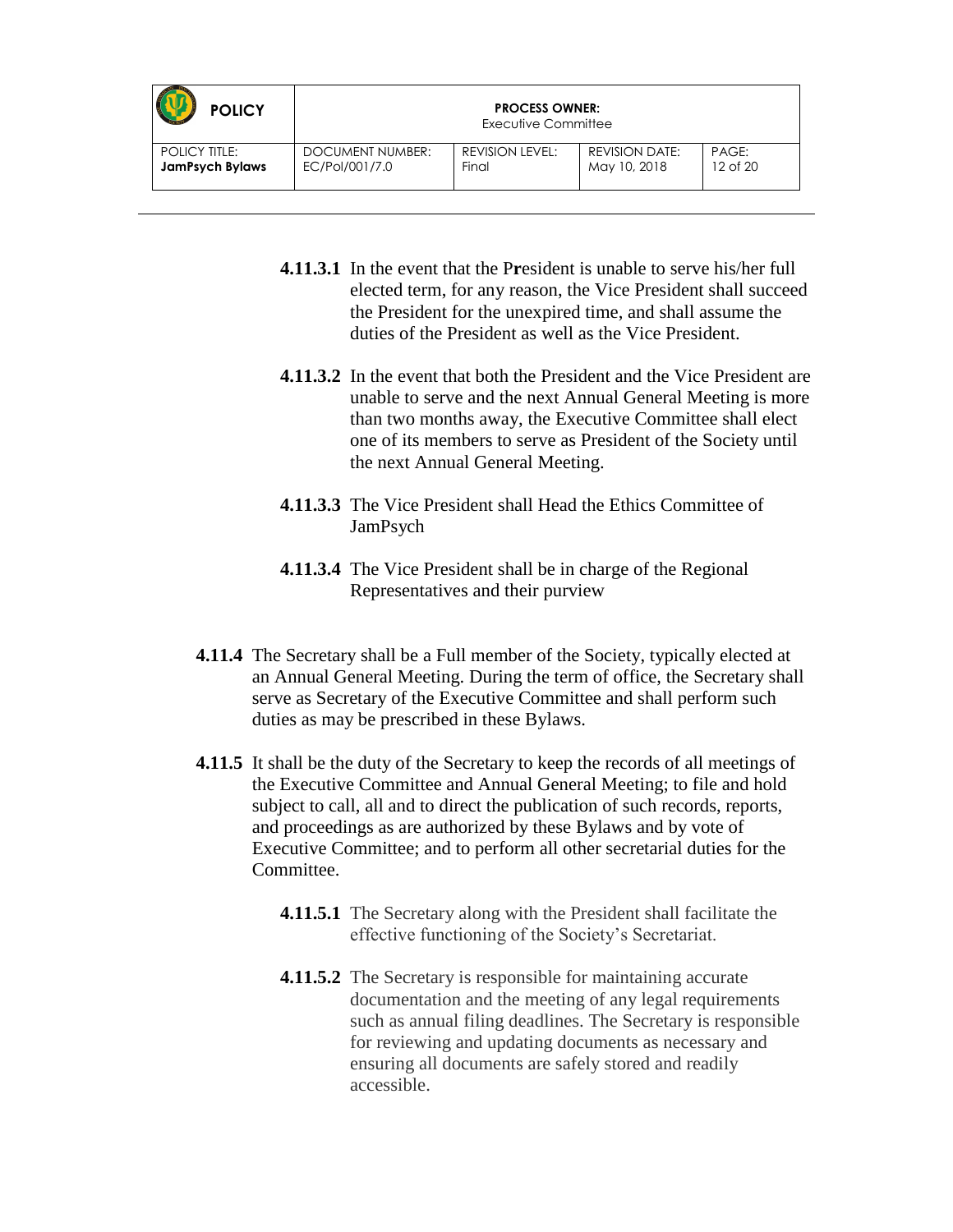**4.11.3.1** In the event that the President is unable to serve his/her full elected term, for any reason, the Vice President shall succeed the President for the unexpired time, and shall assume the duties of the President as well as the Vice President.

**4.11.3.2** In the event that both the President and the Vice President are unable to serve and the next Annual General Meeting is more than two months away, the Executive Committee shall elect one of its members to serve as President of the Society until the next Annual General Meeting.

**4.11.3.3** The Vice President shall Head the Ethics Committee of JamPsych

**4.11.3.4** The Vice President shall be in charge of the Regional Representatives and their purview

**4.11.4** The Secretary shall be a Full member of the Society, typically elected at an Annual General Meeting. During the term of office, the Secretary shall serve as Secretary of the Executive Committee and shall perform such duties as may be prescribed in these Bylaws.

**4.11.5** It shall be the duty of the Secretary to keep the records of all meetings of the Executive Committee and Annual General Meeting; to file and hold subject to call, all and to direct the publication of such records, reports, and proceedings as are authorized by these Bylaws and by vote of Executive Committee; and to perform all other secretarial duties for the Committee.

**4.11.5.1** The Secretary along with the President shall facilitate the effective functioning of the Society's Secretariat.

**4.11.5.2** The Secretary is responsible for maintaining accurate documentation and the meeting of any legal requirements such as annual filing deadlines. The Secretary is responsible for reviewing and updating documents as necessary and ensuring all documents are safely stored and readily accessible.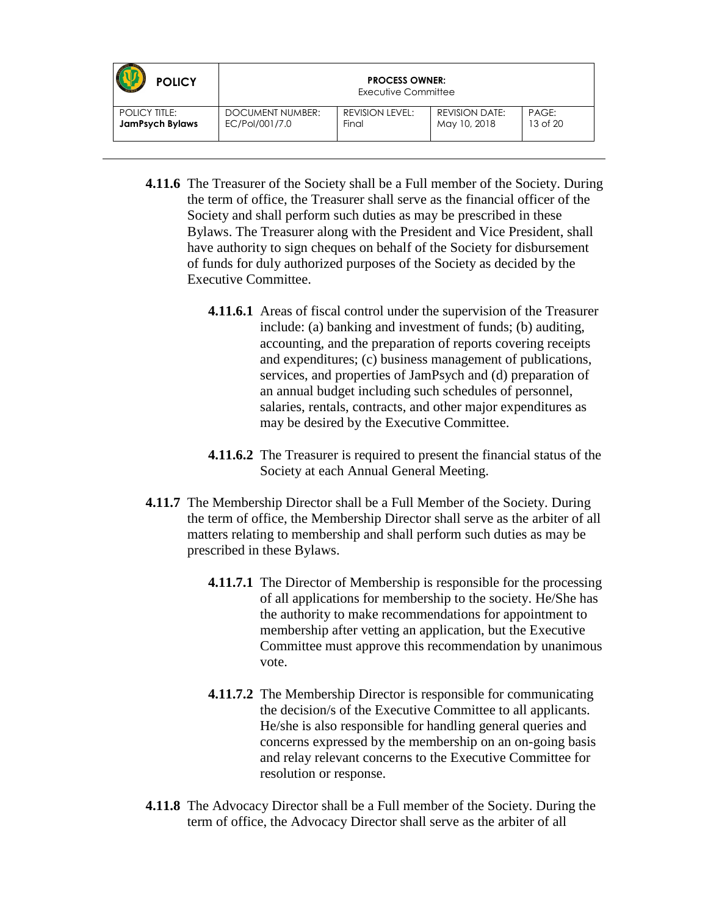**4.11.6** The Treasurer of the Society shall be a Full member of the Society. During the term of office, the Treasurer shall serve as the financial officer of the Society and shall perform such duties as may be prescribed in these Bylaws. The Treasurer along with the President and Vice President, shall have authority to sign cheques on behalf of the Society for disbursement of funds for duly authorized purposes of the Society as decided by the Executive Committee.

**4.11.6.1** Areas of fiscal control under the supervision of the Treasurer include: (a) banking and investment of funds; (b) auditing, accounting, and the preparation of reports covering receipts and expenditures; (c) business management of publications, services, and properties of JamPsych and (d) preparation of an annual budget including such schedules of personnel, salaries, rentals, contracts, and other major expenditures as may be desired by the Executive Committee.

**4.11.6.2** The Treasurer is required to present the financial status of the Society at each Annual General Meeting.

**4.11.7** The Membership Director shall be a Full Member of the Society. During the term of office, the Membership Director shall serve as the arbiter of all matters relating to membership and shall perform such duties as may be prescribed in these Bylaws.

**4.11.7.1** The Director of Membership is responsible for the processing of all applications for membership to the society. He/She has the authority to make recommendations for appointment to membership after vetting an application, but the Executive Committee must approve this recommendation by unanimous vote.

**4.11.7.2** The Membership Director is responsible for communicating the decision/s of the Executive Committee to all applicants. He/she is also responsible for handling general queries and concerns expressed by the membership on an on-going basis and relay relevant concerns to the Executive Committee for resolution or response.

**4.11.8** The Advocacy Director shall be a Full member of the Society. During the term of office, the Advocacy Director shall serve as the arbiter of all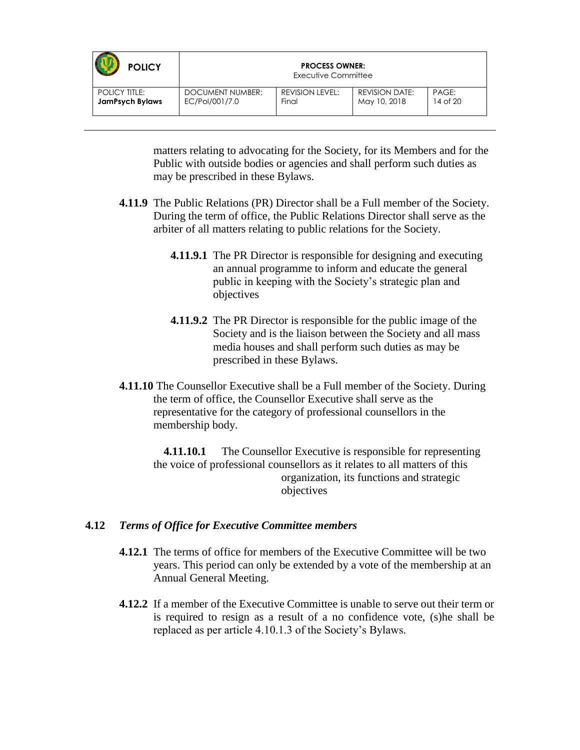matters relating to advocating for the Society, for its Members and for the Public with outside bodies or agencies and shall perform such duties as may be prescribed in these Bylaws.

**4.11.9** The Public Relations (PR) Director shall be a Full member of the Society. During the term of office, the Public Relations Director shall serve as the arbiter of all matters relating to public relations for the Society.

**4.11.9.1** The PR Director is responsible for designing and executing an annual programme to inform and educate the general public in keeping with the Society's strategic plan and objectives

**4.11.9.2** The PR Director is responsible for the public image of the Society and is the liaison between the Society and all mass media houses and shall perform such duties as may be prescribed in these Bylaws.

**4.11.10** The Counsellor Executive shall be a Full member of the Society. During the term of office, the Counsellor Executive shall serve as the representative for the category of professional counsellors in the membership body.

**4.11.10.1** The Counsellor Executive is responsible for representing the voice of professional counsellors as it relates to all matters of this organization, its functions and strategic objectives

**4.12** ***Terms of Office for Executive Committee members***

**4.12.1** The terms of office for members of the Executive Committee will be two years. This period can only be extended by a vote of the membership at an Annual General Meeting.

**4.12.2** If a member of the Executive Committee is unable to serve out their term or is required to resign as a result of a no confidence vote, (s)he shall be replaced as per article 4.10.1.3 of the Society's Bylaws.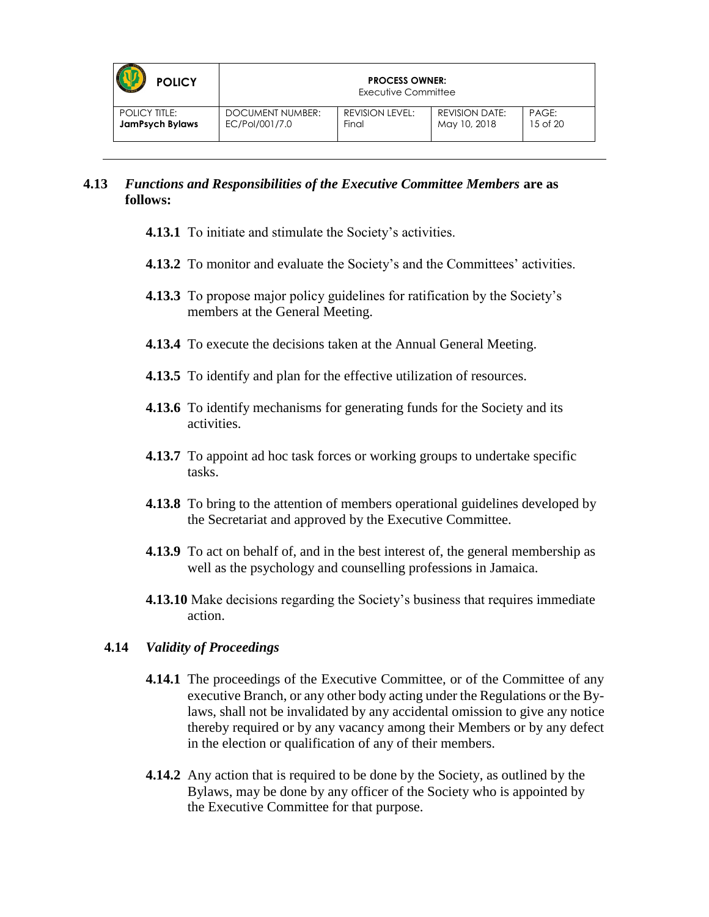**4.13 *Functions and Responsibilities of the Executive Committee Members* are as follows:**

**4.13.1** To initiate and stimulate the Society's activities.

**4.13.2** To monitor and evaluate the Society's and the Committees' activities.

**4.13.3** To propose major policy guidelines for ratification by the Society's members at the General Meeting.

**4.13.4** To execute the decisions taken at the Annual General Meeting.

**4.13.5** To identify and plan for the effective utilization of resources.

**4.13.6** To identify mechanisms for generating funds for the Society and its activities.

**4.13.7** To appoint ad hoc task forces or working groups to undertake specific tasks.

**4.13.8** To bring to the attention of members operational guidelines developed by the Secretariat and approved by the Executive Committee.

**4.13.9** To act on behalf of, and in the best interest of, the general membership as well as the psychology and counselling professions in Jamaica.

**4.13.10** Make decisions regarding the Society's business that requires immediate action.

**4.14 *Validity of Proceedings***

**4.14.1** The proceedings of the Executive Committee, or of the Committee of any executive Branch, or any other body acting under the Regulations or the By-laws, shall not be invalidated by any accidental omission to give any notice thereby required or by any vacancy among their Members or by any defect in the election or qualification of any of their members.

**4.14.2** Any action that is required to be done by the Society, as outlined by the Bylaws, may be done by any officer of the Society who is appointed by the Executive Committee for that purpose.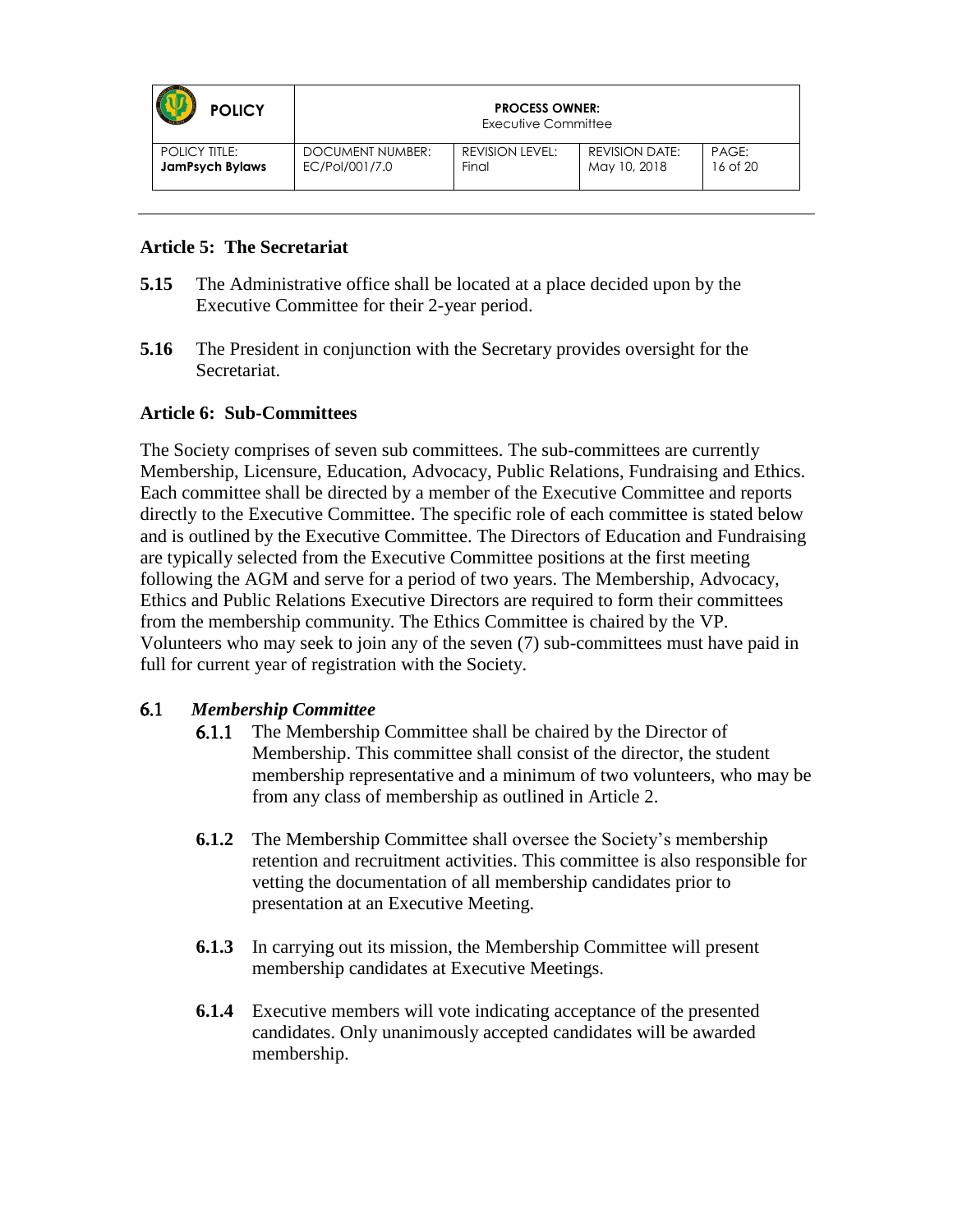## Article 5: The Secretariat

**5.15** The Administrative office shall be located at a place decided upon by the Executive Committee for their 2-year period.

**5.16** The President in conjunction with the Secretary provides oversight for the Secretariat.

## Article 6: Sub-Committees

The Society comprises of seven sub committees. The sub-committees are currently Membership, Licensure, Education, Advocacy, Public Relations, Fundraising and Ethics. Each committee shall be directed by a member of the Executive Committee and reports directly to the Executive Committee. The specific role of each committee is stated below and is outlined by the Executive Committee. The Directors of Education and Fundraising are typically selected from the Executive Committee positions at the first meeting following the AGM and serve for a period of two years. The Membership, Advocacy, Ethics and Public Relations Executive Directors are required to form their committees from the membership community. The Ethics Committee is chaired by the VP. Volunteers who may seek to join any of the seven (7) sub-committees must have paid in full for current year of registration with the Society.

### 6.1 *Membership Committee*

**6.1.1** The Membership Committee shall be chaired by the Director of Membership. This committee shall consist of the director, the student membership representative and a minimum of two volunteers, who may be from any class of membership as outlined in Article 2.

**6.1.2** The Membership Committee shall oversee the Society's membership retention and recruitment activities. This committee is also responsible for vetting the documentation of all membership candidates prior to presentation at an Executive Meeting.

**6.1.3** In carrying out its mission, the Membership Committee will present membership candidates at Executive Meetings.

**6.1.4** Executive members will vote indicating acceptance of the presented candidates. Only unanimously accepted candidates will be awarded membership.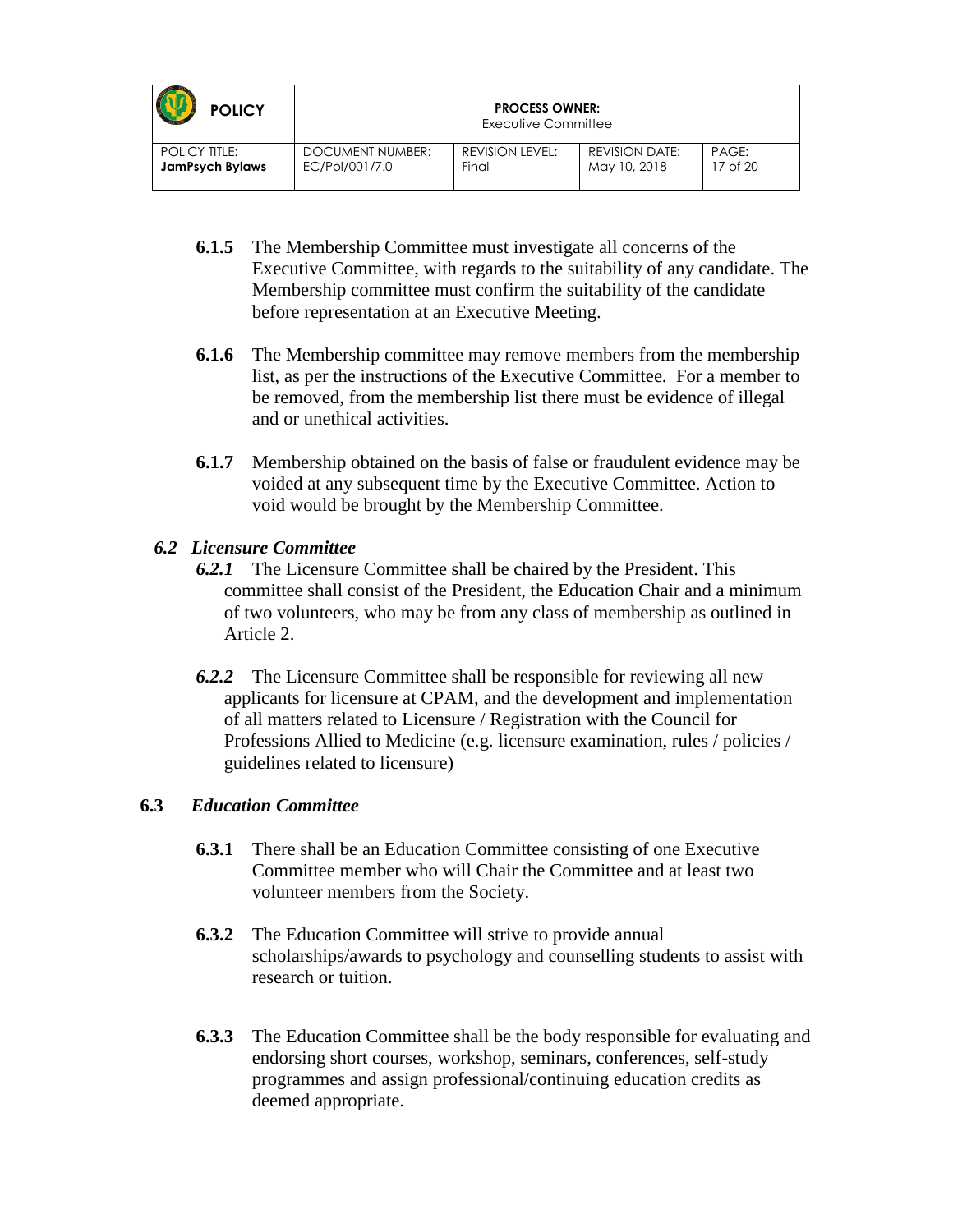**6.1.5** The Membership Committee must investigate all concerns of the Executive Committee, with regards to the suitability of any candidate. The Membership committee must confirm the suitability of the candidate before representation at an Executive Meeting.

**6.1.6** The Membership committee may remove members from the membership list, as per the instructions of the Executive Committee. For a member to be removed, from the membership list there must be evidence of illegal and or unethical activities.

**6.1.7** Membership obtained on the basis of false or fraudulent evidence may be voided at any subsequent time by the Executive Committee. Action to void would be brought by the Membership Committee.

### *6.2 Licensure Committee*

***6.2.1*** The Licensure Committee shall be chaired by the President. This committee shall consist of the President, the Education Chair and a minimum of two volunteers, who may be from any class of membership as outlined in Article 2.

***6.2.2*** The Licensure Committee shall be responsible for reviewing all new applicants for licensure at CPAM, and the development and implementation of all matters related to Licensure / Registration with the Council for Professions Allied to Medicine (e.g. licensure examination, rules / policies / guidelines related to licensure)

### **6.3** *Education Committee*

**6.3.1** There shall be an Education Committee consisting of one Executive Committee member who will Chair the Committee and at least two volunteer members from the Society.

**6.3.2** The Education Committee will strive to provide annual scholarships/awards to psychology and counselling students to assist with research or tuition.

**6.3.3** The Education Committee shall be the body responsible for evaluating and endorsing short courses, workshop, seminars, conferences, self-study programmes and assign professional/continuing education credits as deemed appropriate.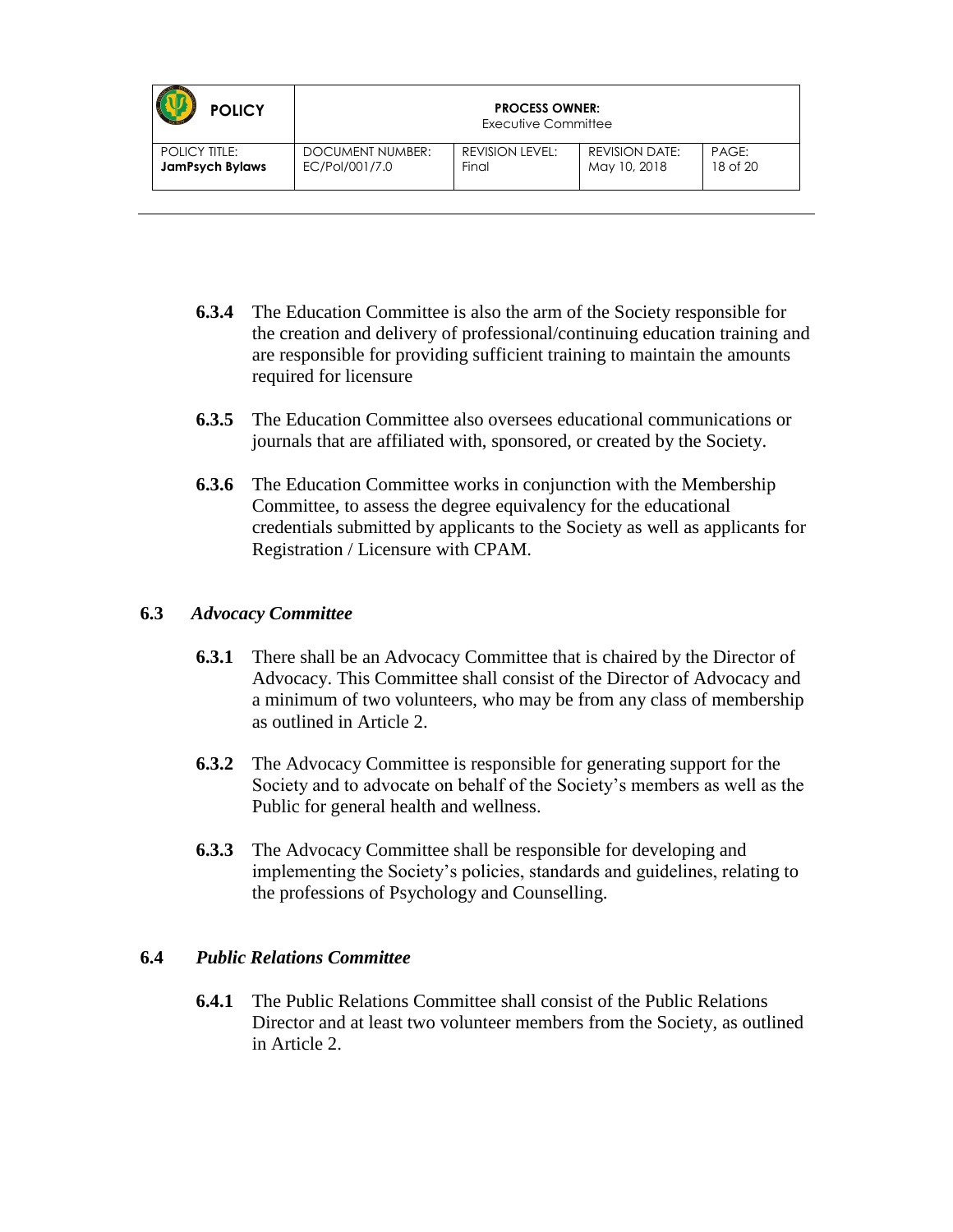**6.3.4** The Education Committee is also the arm of the Society responsible for the creation and delivery of professional/continuing education training and are responsible for providing sufficient training to maintain the amounts required for licensure

**6.3.5** The Education Committee also oversees educational communications or journals that are affiliated with, sponsored, or created by the Society.

**6.3.6** The Education Committee works in conjunction with the Membership Committee, to assess the degree equivalency for the educational credentials submitted by applicants to the Society as well as applicants for Registration / Licensure with CPAM.

### 6.3 *Advocacy Committee*

**6.3.1** There shall be an Advocacy Committee that is chaired by the Director of Advocacy. This Committee shall consist of the Director of Advocacy and a minimum of two volunteers, who may be from any class of membership as outlined in Article 2.

**6.3.2** The Advocacy Committee is responsible for generating support for the Society and to advocate on behalf of the Society's members as well as the Public for general health and wellness.

**6.3.3** The Advocacy Committee shall be responsible for developing and implementing the Society's policies, standards and guidelines, relating to the professions of Psychology and Counselling.

### 6.4 *Public Relations Committee*

**6.4.1** The Public Relations Committee shall consist of the Public Relations Director and at least two volunteer members from the Society, as outlined in Article 2.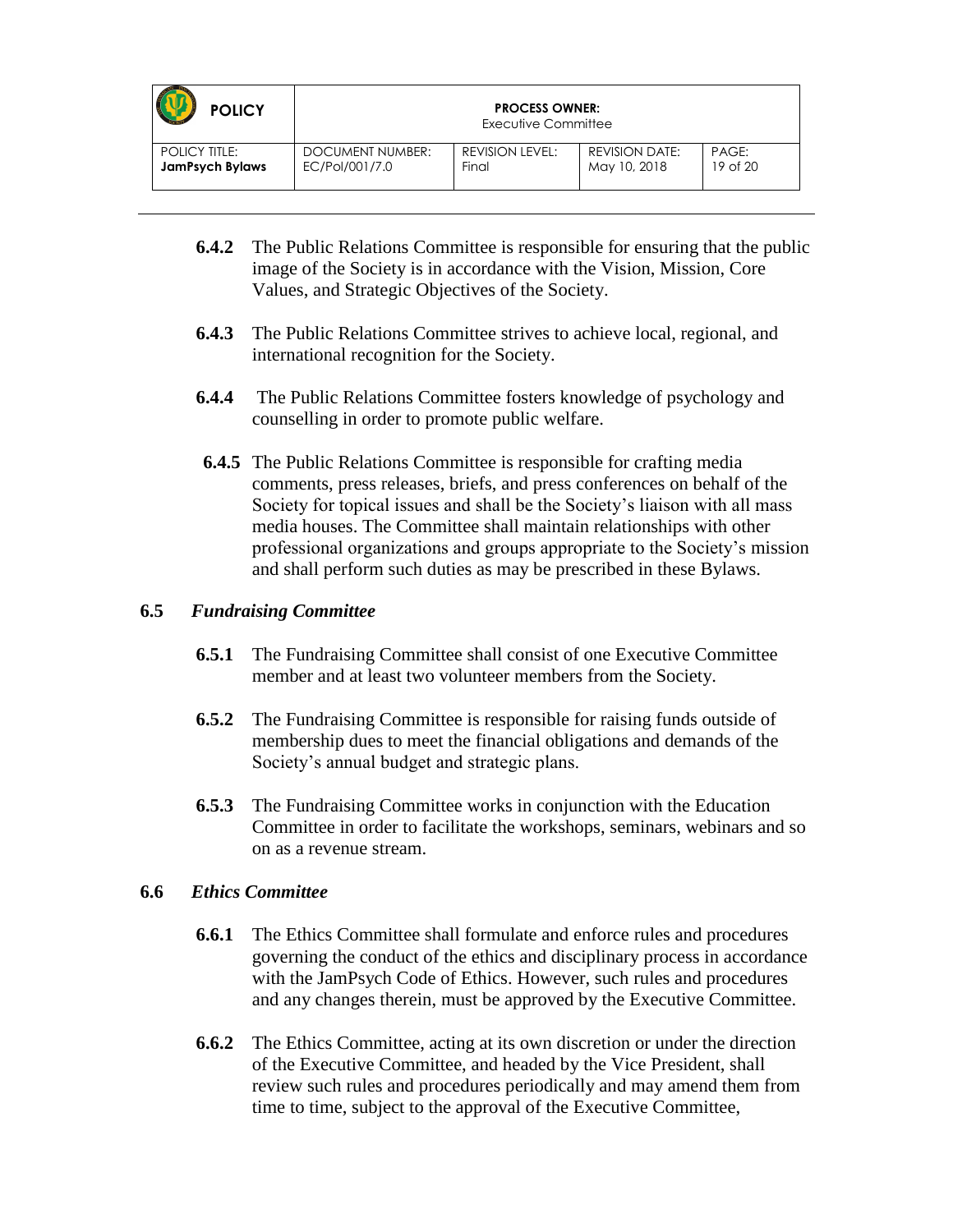**6.4.2** The Public Relations Committee is responsible for ensuring that the public image of the Society is in accordance with the Vision, Mission, Core Values, and Strategic Objectives of the Society.

**6.4.3** The Public Relations Committee strives to achieve local, regional, and international recognition for the Society.

**6.4.4** The Public Relations Committee fosters knowledge of psychology and counselling in order to promote public welfare.

**6.4.5** The Public Relations Committee is responsible for crafting media comments, press releases, briefs, and press conferences on behalf of the Society for topical issues and shall be the Society's liaison with all mass media houses. The Committee shall maintain relationships with other professional organizations and groups appropriate to the Society's mission and shall perform such duties as may be prescribed in these Bylaws.

### 6.5 *Fundraising Committee*

**6.5.1** The Fundraising Committee shall consist of one Executive Committee member and at least two volunteer members from the Society.

**6.5.2** The Fundraising Committee is responsible for raising funds outside of membership dues to meet the financial obligations and demands of the Society's annual budget and strategic plans.

**6.5.3** The Fundraising Committee works in conjunction with the Education Committee in order to facilitate the workshops, seminars, webinars and so on as a revenue stream.

### 6.6 *Ethics Committee*

**6.6.1** The Ethics Committee shall formulate and enforce rules and procedures governing the conduct of the ethics and disciplinary process in accordance with the JamPsych Code of Ethics. However, such rules and procedures and any changes therein, must be approved by the Executive Committee.

**6.6.2** The Ethics Committee, acting at its own discretion or under the direction of the Executive Committee, and headed by the Vice President, shall review such rules and procedures periodically and may amend them from time to time, subject to the approval of the Executive Committee,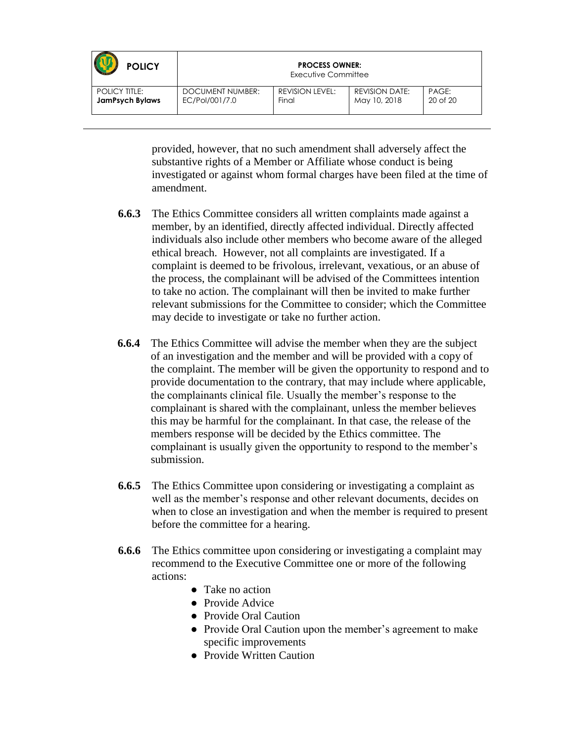provided, however, that no such amendment shall adversely affect the substantive rights of a Member or Affiliate whose conduct is being investigated or against whom formal charges have been filed at the time of amendment.

**6.6.3** The Ethics Committee considers all written complaints made against a member, by an identified, directly affected individual. Directly affected individuals also include other members who become aware of the alleged ethical breach. However, not all complaints are investigated. If a complaint is deemed to be frivolous, irrelevant, vexatious, or an abuse of the process, the complainant will be advised of the Committees intention to take no action. The complainant will then be invited to make further relevant submissions for the Committee to consider; which the Committee may decide to investigate or take no further action.

**6.6.4** The Ethics Committee will advise the member when they are the subject of an investigation and the member and will be provided with a copy of the complaint. The member will be given the opportunity to respond and to provide documentation to the contrary, that may include where applicable, the complainants clinical file. Usually the member's response to the complainant is shared with the complainant, unless the member believes this may be harmful for the complainant. In that case, the release of the members response will be decided by the Ethics committee. The complainant is usually given the opportunity to respond to the member's submission.

**6.6.5** The Ethics Committee upon considering or investigating a complaint as well as the member's response and other relevant documents, decides on when to close an investigation and when the member is required to present before the committee for a hearing.

**6.6.6** The Ethics committee upon considering or investigating a complaint may recommend to the Executive Committee one or more of the following actions:

- Take no action
- Provide Advice
- Provide Oral Caution
- Provide Oral Caution upon the member's agreement to make specific improvements
- Provide Written Caution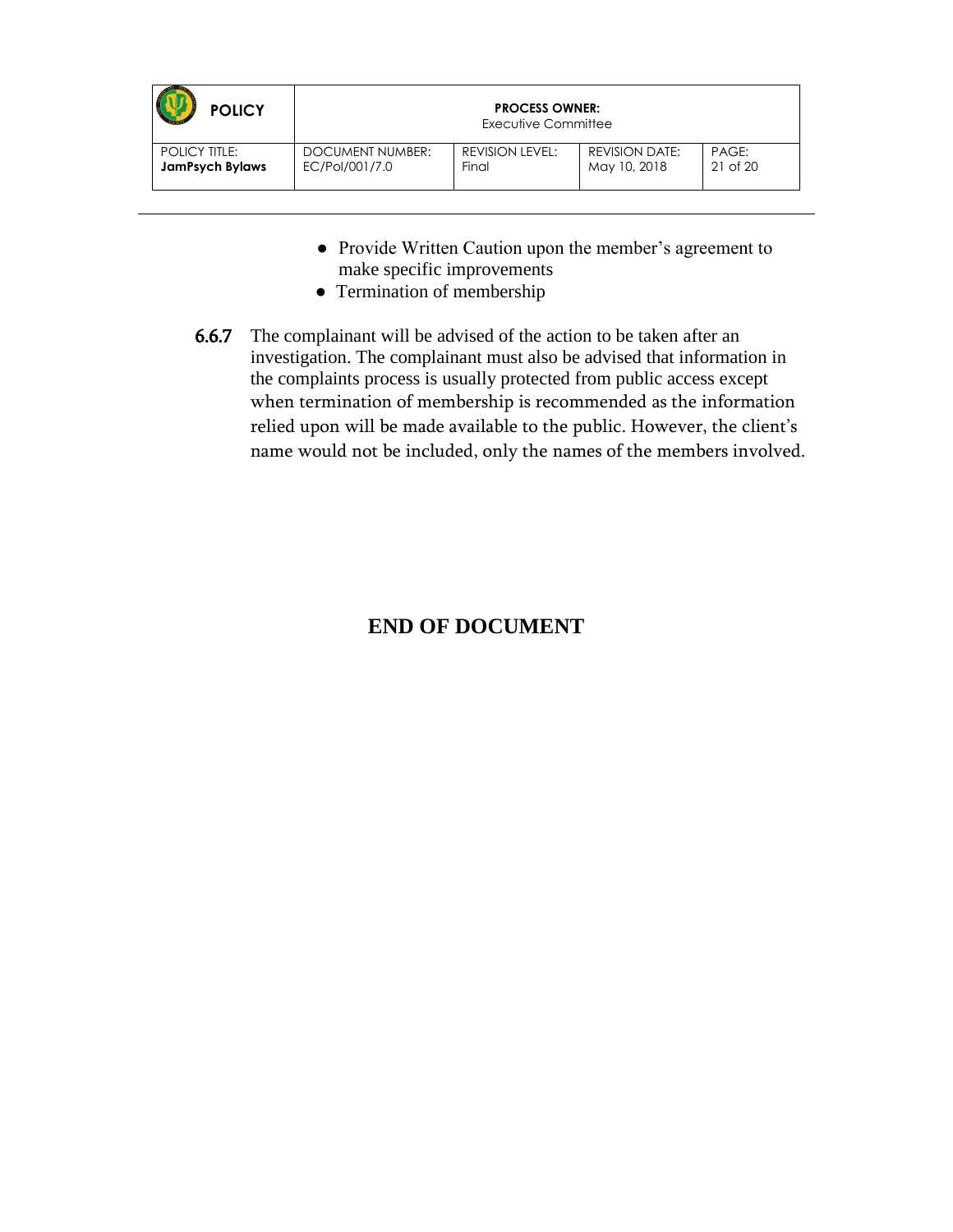- Provide Written Caution upon the member's agreement to make specific improvements
- Termination of membership

**6.6.7** The complainant will be advised of the action to be taken after an investigation. The complainant must also be advised that information in the complaints process is usually protected from public access except when termination of membership is recommended as the information relied upon will be made available to the public. However, the client's name would not be included, only the names of the members involved.

**END OF DOCUMENT**